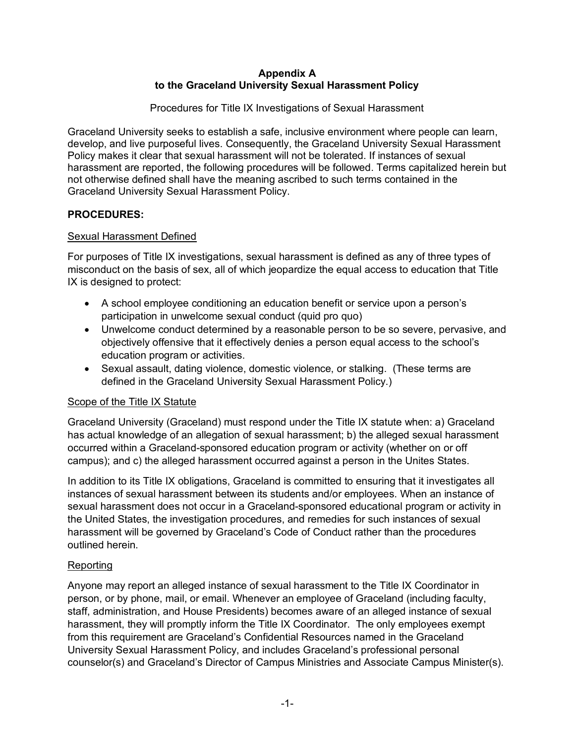**Appendix A**
**to the Graceland University Sexual Harassment Policy**

Procedures for Title IX Investigations of Sexual Harassment

Graceland University seeks to establish a safe, inclusive environment where people can learn, develop, and live purposeful lives. Consequently, the Graceland University Sexual Harassment Policy makes it clear that sexual harassment will not be tolerated. If instances of sexual harassment are reported, the following procedures will be followed. Terms capitalized herein but not otherwise defined shall have the meaning ascribed to such terms contained in the Graceland University Sexual Harassment Policy.

**PROCEDURES:**

Sexual Harassment Defined

For purposes of Title IX investigations, sexual harassment is defined as any of three types of misconduct on the basis of sex, all of which jeopardize the equal access to education that Title IX is designed to protect:

- A school employee conditioning an education benefit or service upon a person's participation in unwelcome sexual conduct (quid pro quo)
- Unwelcome conduct determined by a reasonable person to be so severe, pervasive, and objectively offensive that it effectively denies a person equal access to the school's education program or activities.
- Sexual assault, dating violence, domestic violence, or stalking. (These terms are defined in the Graceland University Sexual Harassment Policy.)

Scope of the Title IX Statute

Graceland University (Graceland) must respond under the Title IX statute when: a) Graceland has actual knowledge of an allegation of sexual harassment; b) the alleged sexual harassment occurred within a Graceland-sponsored education program or activity (whether on or off campus); and c) the alleged harassment occurred against a person in the Unites States.

In addition to its Title IX obligations, Graceland is committed to ensuring that it investigates all instances of sexual harassment between its students and/or employees. When an instance of sexual harassment does not occur in a Graceland-sponsored educational program or activity in the United States, the investigation procedures, and remedies for such instances of sexual harassment will be governed by Graceland's Code of Conduct rather than the procedures outlined herein.

Reporting

Anyone may report an alleged instance of sexual harassment to the Title IX Coordinator in person, or by phone, mail, or email. Whenever an employee of Graceland (including faculty, staff, administration, and House Presidents) becomes aware of an alleged instance of sexual harassment, they will promptly inform the Title IX Coordinator. The only employees exempt from this requirement are Graceland's Confidential Resources named in the Graceland University Sexual Harassment Policy, and includes Graceland's professional personal counselor(s) and Graceland's Director of Campus Ministries and Associate Campus Minister(s).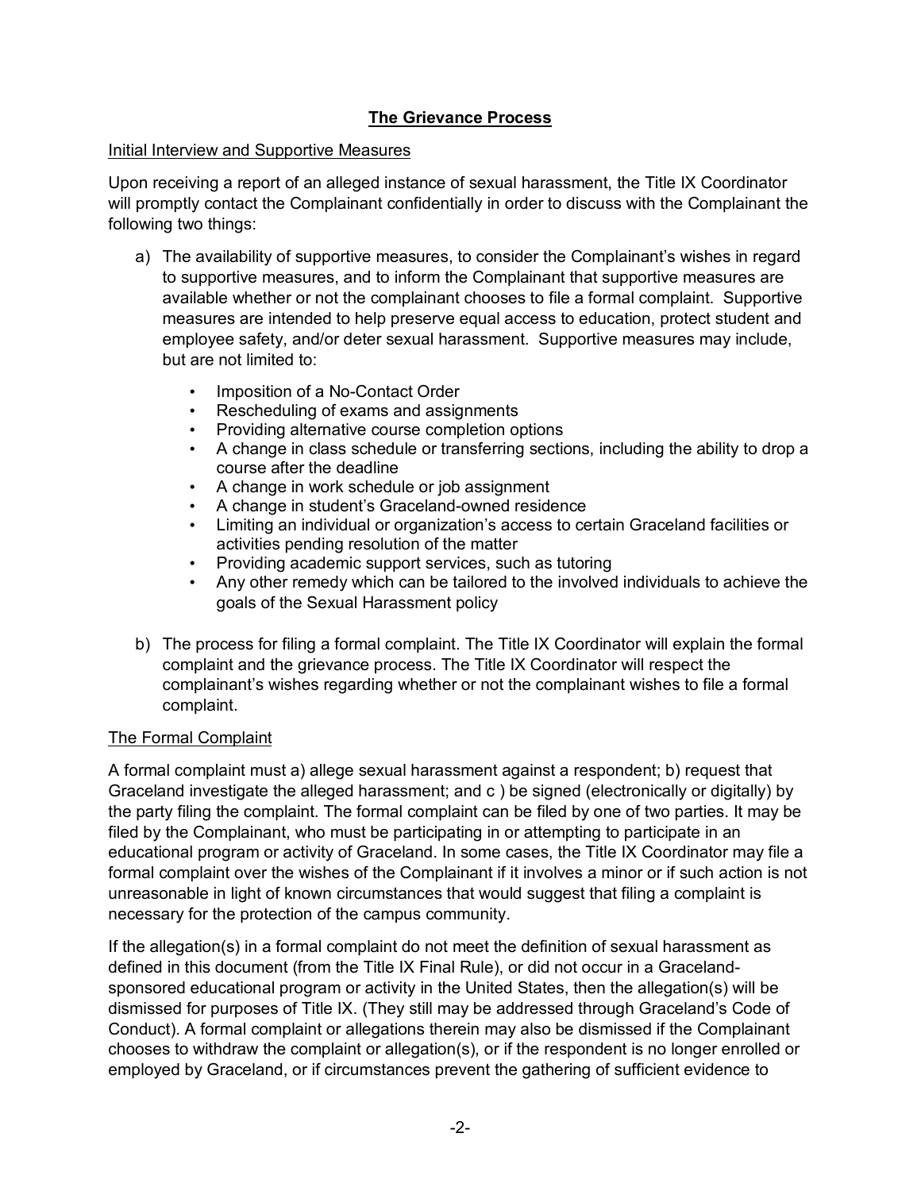## The Grievance Process

Initial Interview and Supportive Measures

Upon receiving a report of an alleged instance of sexual harassment, the Title IX Coordinator will promptly contact the Complainant confidentially in order to discuss with the Complainant the following two things:

a) The availability of supportive measures, to consider the Complainant's wishes in regard to supportive measures, and to inform the Complainant that supportive measures are available whether or not the complainant chooses to file a formal complaint. Supportive measures are intended to help preserve equal access to education, protect student and employee safety, and/or deter sexual harassment. Supportive measures may include, but are not limited to:

- Imposition of a No-Contact Order
- Rescheduling of exams and assignments
- Providing alternative course completion options
- A change in class schedule or transferring sections, including the ability to drop a course after the deadline
- A change in work schedule or job assignment
- A change in student's Graceland-owned residence
- Limiting an individual or organization's access to certain Graceland facilities or activities pending resolution of the matter
- Providing academic support services, such as tutoring
- Any other remedy which can be tailored to the involved individuals to achieve the goals of the Sexual Harassment policy

b) The process for filing a formal complaint. The Title IX Coordinator will explain the formal complaint and the grievance process. The Title IX Coordinator will respect the complainant's wishes regarding whether or not the complainant wishes to file a formal complaint.

The Formal Complaint

A formal complaint must a) allege sexual harassment against a respondent; b) request that Graceland investigate the alleged harassment; and c ) be signed (electronically or digitally) by the party filing the complaint. The formal complaint can be filed by one of two parties. It may be filed by the Complainant, who must be participating in or attempting to participate in an educational program or activity of Graceland. In some cases, the Title IX Coordinator may file a formal complaint over the wishes of the Complainant if it involves a minor or if such action is not unreasonable in light of known circumstances that would suggest that filing a complaint is necessary for the protection of the campus community.

If the allegation(s) in a formal complaint do not meet the definition of sexual harassment as defined in this document (from the Title IX Final Rule), or did not occur in a Graceland-sponsored educational program or activity in the United States, then the allegation(s) will be dismissed for purposes of Title IX. (They still may be addressed through Graceland's Code of Conduct). A formal complaint or allegations therein may also be dismissed if the Complainant chooses to withdraw the complaint or allegation(s), or if the respondent is no longer enrolled or employed by Graceland, or if circumstances prevent the gathering of sufficient evidence to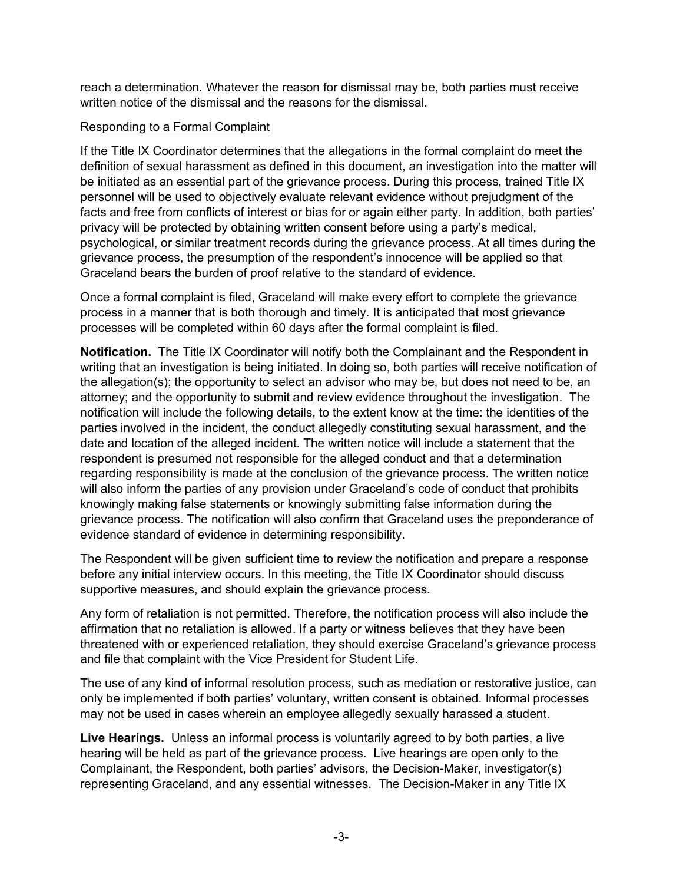reach a determination. Whatever the reason for dismissal may be, both parties must receive written notice of the dismissal and the reasons for the dismissal.

<u>Responding to a Formal Complaint</u>

If the Title IX Coordinator determines that the allegations in the formal complaint do meet the definition of sexual harassment as defined in this document, an investigation into the matter will be initiated as an essential part of the grievance process. During this process, trained Title IX personnel will be used to objectively evaluate relevant evidence without prejudgment of the facts and free from conflicts of interest or bias for or again either party. In addition, both parties' privacy will be protected by obtaining written consent before using a party's medical, psychological, or similar treatment records during the grievance process. At all times during the grievance process, the presumption of the respondent's innocence will be applied so that Graceland bears the burden of proof relative to the standard of evidence.

Once a formal complaint is filed, Graceland will make every effort to complete the grievance process in a manner that is both thorough and timely. It is anticipated that most grievance processes will be completed within 60 days after the formal complaint is filed.

**Notification.** The Title IX Coordinator will notify both the Complainant and the Respondent in writing that an investigation is being initiated. In doing so, both parties will receive notification of the allegation(s); the opportunity to select an advisor who may be, but does not need to be, an attorney; and the opportunity to submit and review evidence throughout the investigation. The notification will include the following details, to the extent know at the time: the identities of the parties involved in the incident, the conduct allegedly constituting sexual harassment, and the date and location of the alleged incident. The written notice will include a statement that the respondent is presumed not responsible for the alleged conduct and that a determination regarding responsibility is made at the conclusion of the grievance process. The written notice will also inform the parties of any provision under Graceland's code of conduct that prohibits knowingly making false statements or knowingly submitting false information during the grievance process. The notification will also confirm that Graceland uses the preponderance of evidence standard of evidence in determining responsibility.

The Respondent will be given sufficient time to review the notification and prepare a response before any initial interview occurs. In this meeting, the Title IX Coordinator should discuss supportive measures, and should explain the grievance process.

Any form of retaliation is not permitted. Therefore, the notification process will also include the affirmation that no retaliation is allowed. If a party or witness believes that they have been threatened with or experienced retaliation, they should exercise Graceland's grievance process and file that complaint with the Vice President for Student Life.

The use of any kind of informal resolution process, such as mediation or restorative justice, can only be implemented if both parties' voluntary, written consent is obtained. Informal processes may not be used in cases wherein an employee allegedly sexually harassed a student.

**Live Hearings.** Unless an informal process is voluntarily agreed to by both parties, a live hearing will be held as part of the grievance process. Live hearings are open only to the Complainant, the Respondent, both parties' advisors, the Decision-Maker, investigator(s) representing Graceland, and any essential witnesses. The Decision-Maker in any Title IX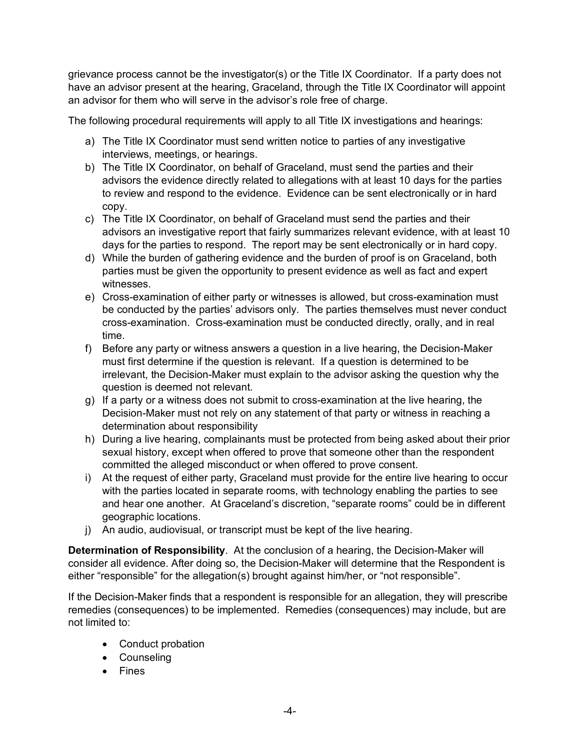grievance process cannot be the investigator(s) or the Title IX Coordinator. If a party does not have an advisor present at the hearing, Graceland, through the Title IX Coordinator will appoint an advisor for them who will serve in the advisor's role free of charge.

The following procedural requirements will apply to all Title IX investigations and hearings:

a) The Title IX Coordinator must send written notice to parties of any investigative interviews, meetings, or hearings.
b) The Title IX Coordinator, on behalf of Graceland, must send the parties and their advisors the evidence directly related to allegations with at least 10 days for the parties to review and respond to the evidence. Evidence can be sent electronically or in hard copy.
c) The Title IX Coordinator, on behalf of Graceland must send the parties and their advisors an investigative report that fairly summarizes relevant evidence, with at least 10 days for the parties to respond. The report may be sent electronically or in hard copy.
d) While the burden of gathering evidence and the burden of proof is on Graceland, both parties must be given the opportunity to present evidence as well as fact and expert witnesses.
e) Cross-examination of either party or witnesses is allowed, but cross-examination must be conducted by the parties' advisors only. The parties themselves must never conduct cross-examination. Cross-examination must be conducted directly, orally, and in real time.
f) Before any party or witness answers a question in a live hearing, the Decision-Maker must first determine if the question is relevant. If a question is determined to be irrelevant, the Decision-Maker must explain to the advisor asking the question why the question is deemed not relevant.
g) If a party or a witness does not submit to cross-examination at the live hearing, the Decision-Maker must not rely on any statement of that party or witness in reaching a determination about responsibility
h) During a live hearing, complainants must be protected from being asked about their prior sexual history, except when offered to prove that someone other than the respondent committed the alleged misconduct or when offered to prove consent.
i) At the request of either party, Graceland must provide for the entire live hearing to occur with the parties located in separate rooms, with technology enabling the parties to see and hear one another. At Graceland's discretion, "separate rooms" could be in different geographic locations.
j) An audio, audiovisual, or transcript must be kept of the live hearing.

**Determination of Responsibility**. At the conclusion of a hearing, the Decision-Maker will consider all evidence. After doing so, the Decision-Maker will determine that the Respondent is either "responsible" for the allegation(s) brought against him/her, or "not responsible".

If the Decision-Maker finds that a respondent is responsible for an allegation, they will prescribe remedies (consequences) to be implemented. Remedies (consequences) may include, but are not limited to:

- Conduct probation
- Counseling
- Fines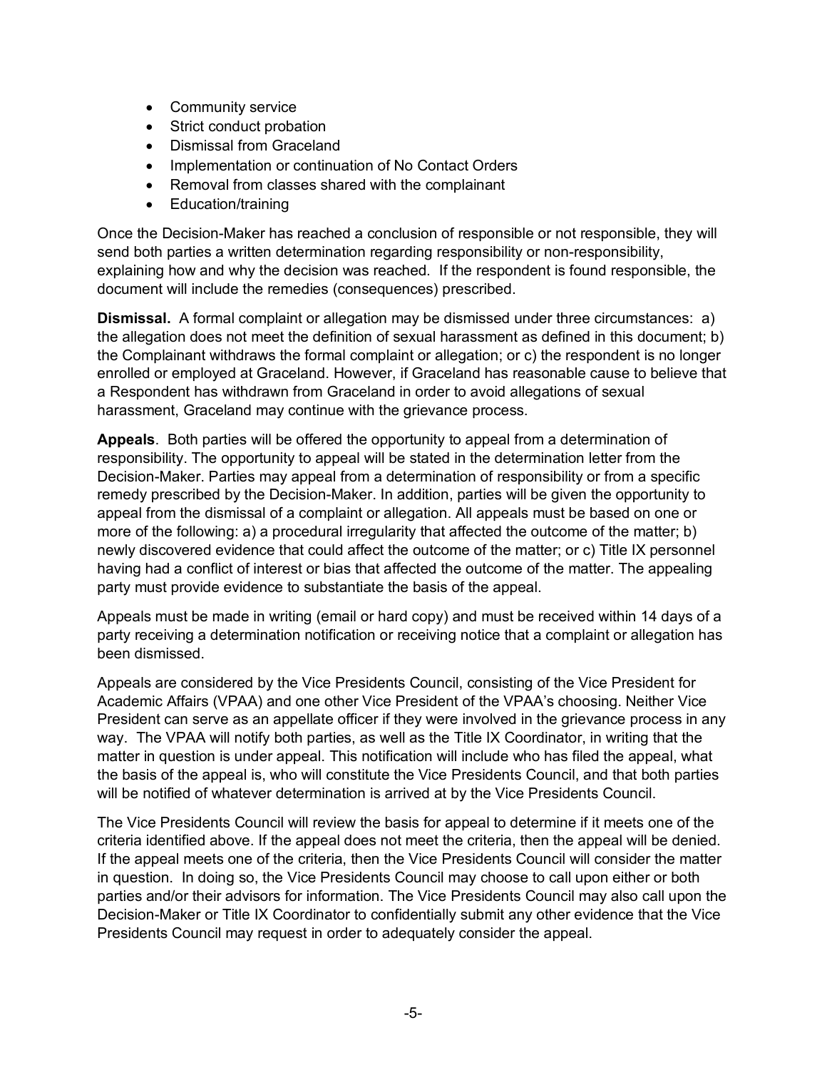- Community service
- Strict conduct probation
- Dismissal from Graceland
- Implementation or continuation of No Contact Orders
- Removal from classes shared with the complainant
- Education/training

Once the Decision-Maker has reached a conclusion of responsible or not responsible, they will send both parties a written determination regarding responsibility or non-responsibility, explaining how and why the decision was reached. If the respondent is found responsible, the document will include the remedies (consequences) prescribed.

**Dismissal.** A formal complaint or allegation may be dismissed under three circumstances: a) the allegation does not meet the definition of sexual harassment as defined in this document; b) the Complainant withdraws the formal complaint or allegation; or c) the respondent is no longer enrolled or employed at Graceland. However, if Graceland has reasonable cause to believe that a Respondent has withdrawn from Graceland in order to avoid allegations of sexual harassment, Graceland may continue with the grievance process.

**Appeals**. Both parties will be offered the opportunity to appeal from a determination of responsibility. The opportunity to appeal will be stated in the determination letter from the Decision-Maker. Parties may appeal from a determination of responsibility or from a specific remedy prescribed by the Decision-Maker. In addition, parties will be given the opportunity to appeal from the dismissal of a complaint or allegation. All appeals must be based on one or more of the following: a) a procedural irregularity that affected the outcome of the matter; b) newly discovered evidence that could affect the outcome of the matter; or c) Title IX personnel having had a conflict of interest or bias that affected the outcome of the matter. The appealing party must provide evidence to substantiate the basis of the appeal.

Appeals must be made in writing (email or hard copy) and must be received within 14 days of a party receiving a determination notification or receiving notice that a complaint or allegation has been dismissed.

Appeals are considered by the Vice Presidents Council, consisting of the Vice President for Academic Affairs (VPAA) and one other Vice President of the VPAA's choosing. Neither Vice President can serve as an appellate officer if they were involved in the grievance process in any way. The VPAA will notify both parties, as well as the Title IX Coordinator, in writing that the matter in question is under appeal. This notification will include who has filed the appeal, what the basis of the appeal is, who will constitute the Vice Presidents Council, and that both parties will be notified of whatever determination is arrived at by the Vice Presidents Council.

The Vice Presidents Council will review the basis for appeal to determine if it meets one of the criteria identified above. If the appeal does not meet the criteria, then the appeal will be denied. If the appeal meets one of the criteria, then the Vice Presidents Council will consider the matter in question. In doing so, the Vice Presidents Council may choose to call upon either or both parties and/or their advisors for information. The Vice Presidents Council may also call upon the Decision-Maker or Title IX Coordinator to confidentially submit any other evidence that the Vice Presidents Council may request in order to adequately consider the appeal.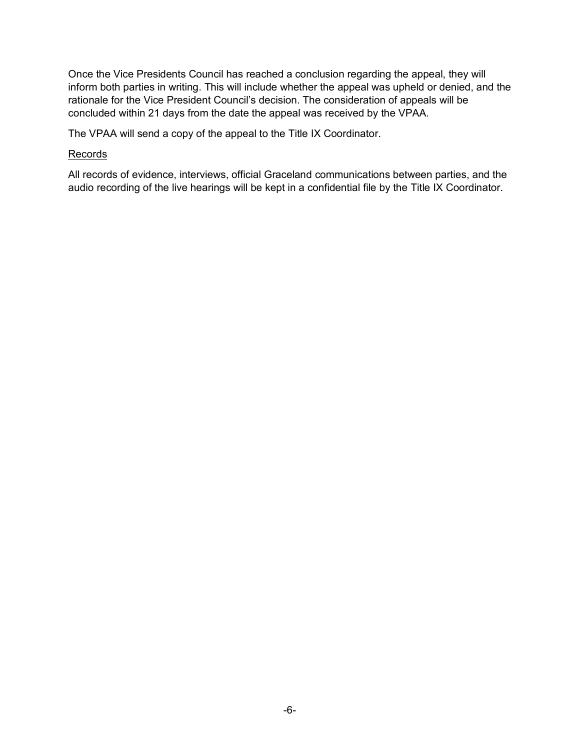Once the Vice Presidents Council has reached a conclusion regarding the appeal, they will inform both parties in writing. This will include whether the appeal was upheld or denied, and the rationale for the Vice President Council's decision. The consideration of appeals will be concluded within 21 days from the date the appeal was received by the VPAA.

The VPAA will send a copy of the appeal to the Title IX Coordinator.

<u>Records</u>

All records of evidence, interviews, official Graceland communications between parties, and the audio recording of the live hearings will be kept in a confidential file by the Title IX Coordinator.